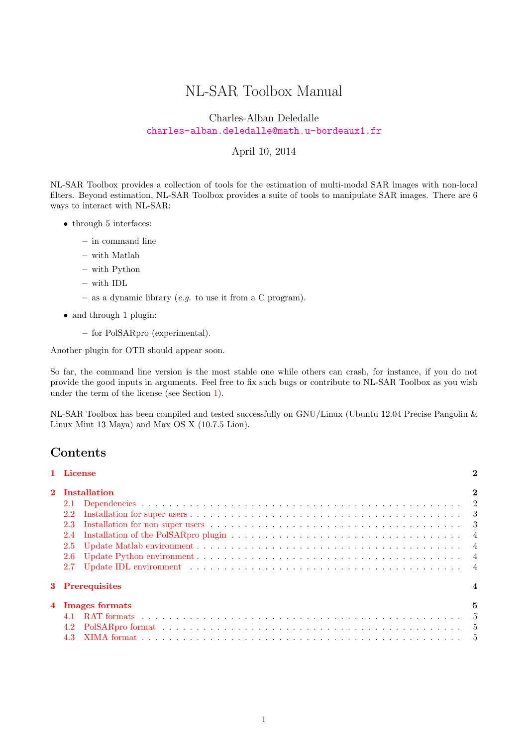# NL-SAR Toolbox Manual

Charles-Alban Deledalle
charles-alban.deledalle@math.u-bordeaux1.fr

April 10, 2014

NL-SAR Toolbox provides a collection of tools for the estimation of multi-modal SAR images with non-local filters. Beyond estimation, NL-SAR Toolbox provides a suite of tools to manipulate SAR images. There are 6 ways to interact with NL-SAR:

- through 5 interfaces:
  - in command line
  - with Matlab
  - with Python
  - with IDL
  - as a dynamic library (*e.g.* to use it from a C program).
- and through 1 plugin:
  - for PolSARpro (experimental).

Another plugin for OTB should appear soon.

So far, the command line version is the most stable one while others can crash, for instance, if you do not provide the good inputs in arguments. Feel free to fix such bugs or contribute to NL-SAR Toolbox as you wish under the term of the license (see Section 1).

NL-SAR Toolbox has been compiled and tested successfully on GNU/Linux (Ubuntu 12.04 Precise Pangolin & Linux Mint 13 Maya) and Max OS X (10.7.5 Lion).

## Contents

**1 License** — 2

**2 Installation** — 2
- 2.1 Dependencies — 2
- 2.2 Installation for super users — 3
- 2.3 Installation for non super users — 3
- 2.4 Installation of the PolSARpro plugin — 4
- 2.5 Update Matlab environment — 4
- 2.6 Update Python environment — 4
- 2.7 Update IDL environment — 4

**3 Prerequisites** — 4

**4 Images formats** — 5
- 4.1 RAT formats — 5
- 4.2 PolSARpro format — 5
- 4.3 XIMA format — 5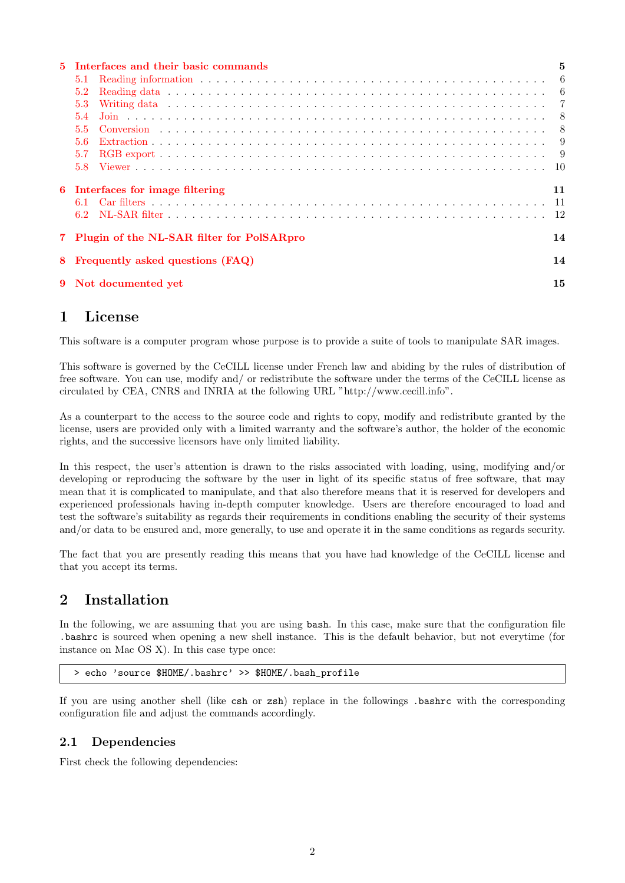| | | |
|---|---|---|
| **5** | **Interfaces and their basic commands** | **5** |
| 5.1 | Reading information | 6 |
| 5.2 | Reading data | 6 |
| 5.3 | Writing data | 7 |
| 5.4 | Join | 8 |
| 5.5 | Conversion | 8 |
| 5.6 | Extraction | 9 |
| 5.7 | RGB export | 9 |
| 5.8 | Viewer | 10 |
| **6** | **Interfaces for image filtering** | **11** |
| 6.1 | Car filters | 11 |
| 6.2 | NL-SAR filter | 12 |
| **7** | **Plugin of the NL-SAR filter for PolSARpro** | **14** |
| **8** | **Frequently asked questions (FAQ)** | **14** |
| **9** | **Not documented yet** | **15** |

# 1 License

This software is a computer program whose purpose is to provide a suite of tools to manipulate SAR images.

This software is governed by the CeCILL license under French law and abiding by the rules of distribution of free software. You can use, modify and/ or redistribute the software under the terms of the CeCILL license as circulated by CEA, CNRS and INRIA at the following URL "http://www.cecill.info".

As a counterpart to the access to the source code and rights to copy, modify and redistribute granted by the license, users are provided only with a limited warranty and the software's author, the holder of the economic rights, and the successive licensors have only limited liability.

In this respect, the user's attention is drawn to the risks associated with loading, using, modifying and/or developing or reproducing the software by the user in light of its specific status of free software, that may mean that it is complicated to manipulate, and that also therefore means that it is reserved for developers and experienced professionals having in-depth computer knowledge. Users are therefore encouraged to load and test the software's suitability as regards their requirements in conditions enabling the security of their systems and/or data to be ensured and, more generally, to use and operate it in the same conditions as regards security.

The fact that you are presently reading this means that you have had knowledge of the CeCILL license and that you accept its terms.

# 2 Installation

In the following, we are assuming that you are using `bash`. In this case, make sure that the configuration file `.bashrc` is sourced when opening a new shell instance. This is the default behavior, but not everytime (for instance on Mac OS X). In this case type once:

```
> echo 'source $HOME/.bashrc' >> $HOME/.bash_profile
```

If you are using another shell (like `csh` or `zsh`) replace in the followings `.bashrc` with the corresponding configuration file and adjust the commands accordingly.

## 2.1 Dependencies

First check the following dependencies: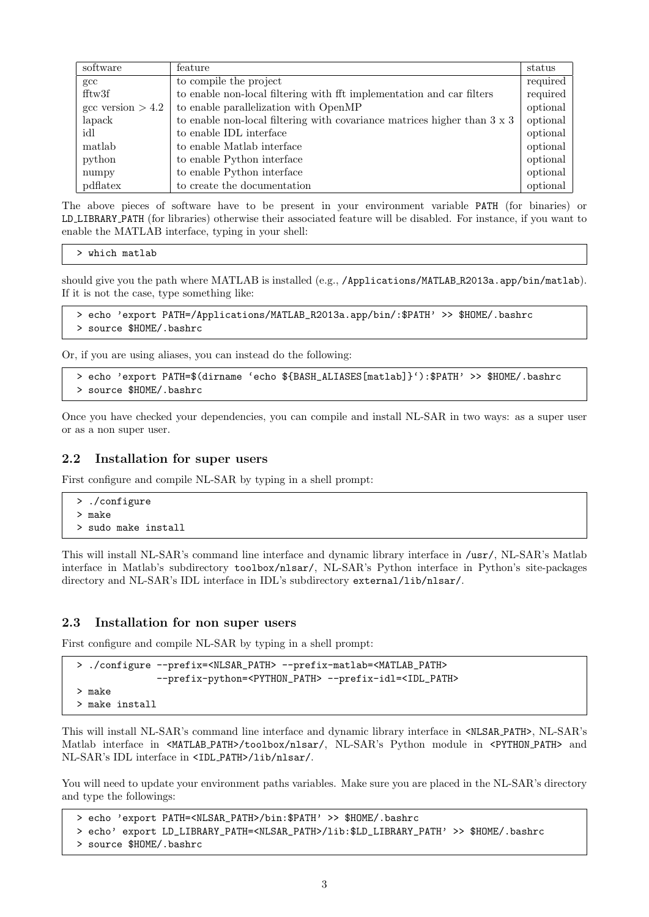| software | feature | status |
|---|---|---|
| gcc | to compile the project | required |
| fftw3f | to enable non-local filtering with fft implementation and car filters | required |
| gcc version $> 4.2$ | to enable parallelization with OpenMP | optional |
| lapack | to enable non-local filtering with covariance matrices higher than 3 x 3 | optional |
| idl | to enable IDL interface | optional |
| matlab | to enable Matlab interface | optional |
| python | to enable Python interface | optional |
| numpy | to enable Python interface | optional |
| pdflatex | to create the documentation | optional |

The above pieces of software have to be present in your environment variable `PATH` (for binaries) or `LD_LIBRARY_PATH` (for libraries) otherwise their associated feature will be disabled. For instance, if you want to enable the MATLAB interface, typing in your shell:

```
> which matlab
```

should give you the path where MATLAB is installed (e.g., `/Applications/MATLAB_R2013a.app/bin/matlab`). If it is not the case, type something like:

```
> echo 'export PATH=/Applications/MATLAB_R2013a.app/bin/:$PATH' >> $HOME/.bashrc
> source $HOME/.bashrc
```

Or, if you are using aliases, you can instead do the following:

```
> echo 'export PATH=$(dirname `echo ${BASH_ALIASES[matlab]}`):$PATH' >> $HOME/.bashrc
> source $HOME/.bashrc
```

Once you have checked your dependencies, you can compile and install NL-SAR in two ways: as a super user or as a non super user.

## 2.2 Installation for super users

First configure and compile NL-SAR by typing in a shell prompt:

```
> ./configure
> make
> sudo make install
```

This will install NL-SAR's command line interface and dynamic library interface in `/usr/`, NL-SAR's Matlab interface in Matlab's subdirectory `toolbox/nlsar/`, NL-SAR's Python interface in Python's site-packages directory and NL-SAR's IDL interface in IDL's subdirectory `external/lib/nlsar/`.

## 2.3 Installation for non super users

First configure and compile NL-SAR by typing in a shell prompt:

```
> ./configure --prefix=<NLSAR_PATH> --prefix-matlab=<MATLAB_PATH>
              --prefix-python=<PYTHON_PATH> --prefix-idl=<IDL_PATH>
> make
> make install
```

This will install NL-SAR's command line interface and dynamic library interface in `<NLSAR_PATH>`, NL-SAR's Matlab interface in `<MATLAB_PATH>/toolbox/nlsar/`, NL-SAR's Python module in `<PYTHON_PATH>` and NL-SAR's IDL interface in `<IDL_PATH>/lib/nlsar/`.

You will need to update your environment paths variables. Make sure you are placed in the NL-SAR's directory and type the followings:

```
> echo 'export PATH=<NLSAR_PATH>/bin:$PATH' >> $HOME/.bashrc
> echo' export LD_LIBRARY_PATH=<NLSAR_PATH>/lib:$LD_LIBRARY_PATH' >> $HOME/.bashrc
> source $HOME/.bashrc
```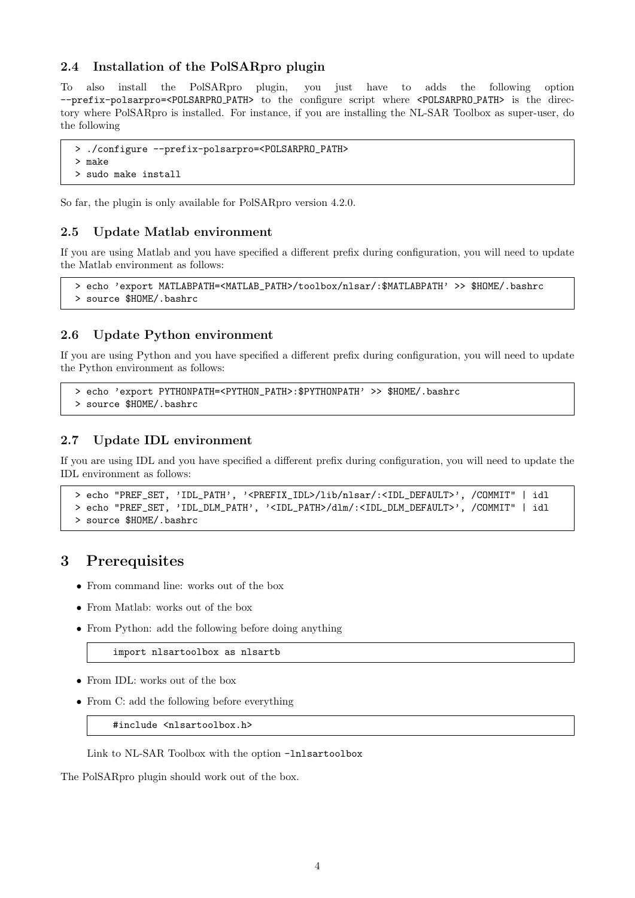### 2.4 Installation of the PolSARpro plugin

To also install the PolSARpro plugin, you just have to adds the following option `--prefix-polsarpro=<POLSARPRO_PATH>` to the configure script where `<POLSARPRO_PATH>` is the directory where PolSARpro is installed. For instance, if you are installing the NL-SAR Toolbox as super-user, do the following

```
> ./configure --prefix-polsarpro=<POLSARPRO_PATH>
> make
> sudo make install
```

So far, the plugin is only available for PolSARpro version 4.2.0.

### 2.5 Update Matlab environment

If you are using Matlab and you have specified a different prefix during configuration, you will need to update the Matlab environment as follows:

```
> echo 'export MATLABPATH=<MATLAB_PATH>/toolbox/nlsar/:$MATLABPATH' >> $HOME/.bashrc
> source $HOME/.bashrc
```

### 2.6 Update Python environment

If you are using Python and you have specified a different prefix during configuration, you will need to update the Python environment as follows:

```
> echo 'export PYTHONPATH=<PYTHON_PATH>:$PYTHONPATH' >> $HOME/.bashrc
> source $HOME/.bashrc
```

### 2.7 Update IDL environment

If you are using IDL and you have specified a different prefix during configuration, you will need to update the IDL environment as follows:

```
> echo "PREF_SET, 'IDL_PATH', '<PREFIX_IDL>/lib/nlsar/:<IDL_DEFAULT>', /COMMIT" | idl
> echo "PREF_SET, 'IDL_DLM_PATH', '<IDL_PATH>/dlm/:<IDL_DLM_DEFAULT>', /COMMIT" | idl
> source $HOME/.bashrc
```

## 3 Prerequisites

- From command line: works out of the box
- From Matlab: works out of the box
- From Python: add the following before doing anything

  ```
  import nlsartoolbox as nlsartb
  ```

- From IDL: works out of the box
- From C: add the following before everything

  ```
  #include <nlsartoolbox.h>
  ```

  Link to NL-SAR Toolbox with the option `-lnlsartoolbox`

The PolSARpro plugin should work out of the box.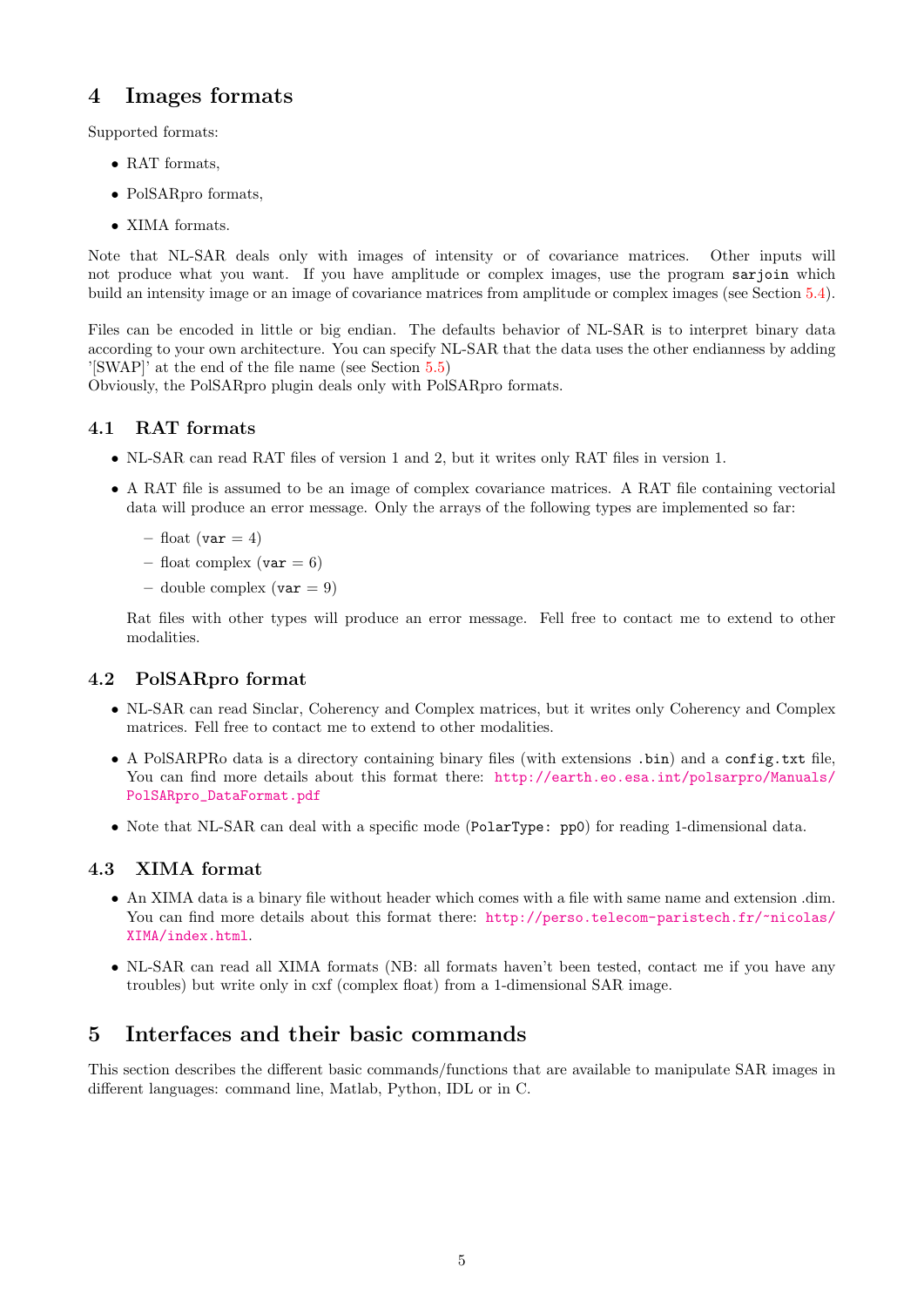# 4 Images formats

Supported formats:

- RAT formats,
- PolSARpro formats,
- XIMA formats.

Note that NL-SAR deals only with images of intensity or of covariance matrices. Other inputs will not produce what you want. If you have amplitude or complex images, use the program `sarjoin` which build an intensity image or an image of covariance matrices from amplitude or complex images (see Section 5.4).

Files can be encoded in little or big endian. The defaults behavior of NL-SAR is to interpret binary data according to your own architecture. You can specify NL-SAR that the data uses the other endianness by adding '[SWAP]' at the end of the file name (see Section 5.5)
Obviously, the PolSARpro plugin deals only with PolSARpro formats.

## 4.1 RAT formats

- NL-SAR can read RAT files of version 1 and 2, but it writes only RAT files in version 1.
- A RAT file is assumed to be an image of complex covariance matrices. A RAT file containing vectorial data will produce an error message. Only the arrays of the following types are implemented so far:
  - float (`var` = 4)
  - float complex (`var` = 6)
  - double complex (`var` = 9)

  Rat files with other types will produce an error message. Fell free to contact me to extend to other modalities.

## 4.2 PolSARpro format

- NL-SAR can read Sinclar, Coherency and Complex matrices, but it writes only Coherency and Complex matrices. Fell free to contact me to extend to other modalities.
- A PolSARPRo data is a directory containing binary files (with extensions `.bin`) and a `config.txt` file, You can find more details about this format there: http://earth.eo.esa.int/polsarpro/Manuals/PolSARpro_DataFormat.pdf
- Note that NL-SAR can deal with a specific mode (`PolarType: pp0`) for reading 1-dimensional data.

## 4.3 XIMA format

- An XIMA data is a binary file without header which comes with a file with same name and extension .dim. You can find more details about this format there: http://perso.telecom-paristech.fr/~nicolas/XIMA/index.html.
- NL-SAR can read all XIMA formats (NB: all formats haven't been tested, contact me if you have any troubles) but write only in cxf (complex float) from a 1-dimensional SAR image.

# 5 Interfaces and their basic commands

This section describes the different basic commands/functions that are available to manipulate SAR images in different languages: command line, Matlab, Python, IDL or in C.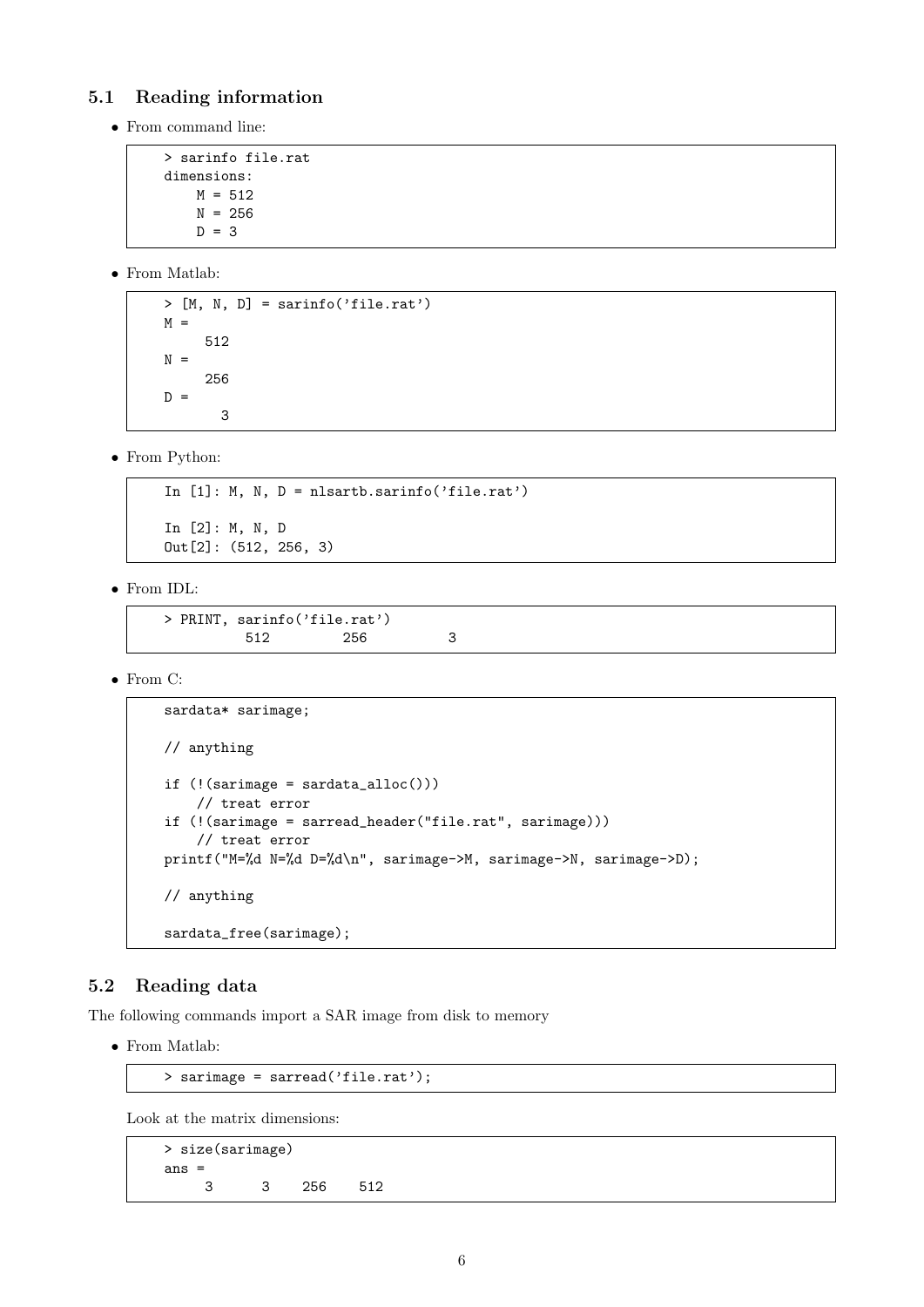### 5.1 Reading information

- From command line:

```
> sarinfo file.rat
dimensions:
    M = 512
    N = 256
    D = 3
```

- From Matlab:

```
> [M, N, D] = sarinfo('file.rat')
M =
     512
N =
     256
D =
       3
```

- From Python:

```
In [1]: M, N, D = nlsartb.sarinfo('file.rat')

In [2]: M, N, D
Out[2]: (512, 256, 3)
```

- From IDL:

```
> PRINT, sarinfo('file.rat')
         512         256           3
```

- From C:

```
sardata* sarimage;

// anything

if (!(sarimage = sardata_alloc()))
    // treat error
if (!(sarimage = sarread_header("file.rat", sarimage)))
    // treat error
printf("M=%d N=%d D=%d\n", sarimage->M, sarimage->N, sarimage->D);

// anything

sardata_free(sarimage);
```

### 5.2 Reading data

The following commands import a SAR image from disk to memory

- From Matlab:

```
> sarimage = sarread('file.rat');
```

Look at the matrix dimensions:

```
> size(sarimage)
ans =
     3      3    256    512
```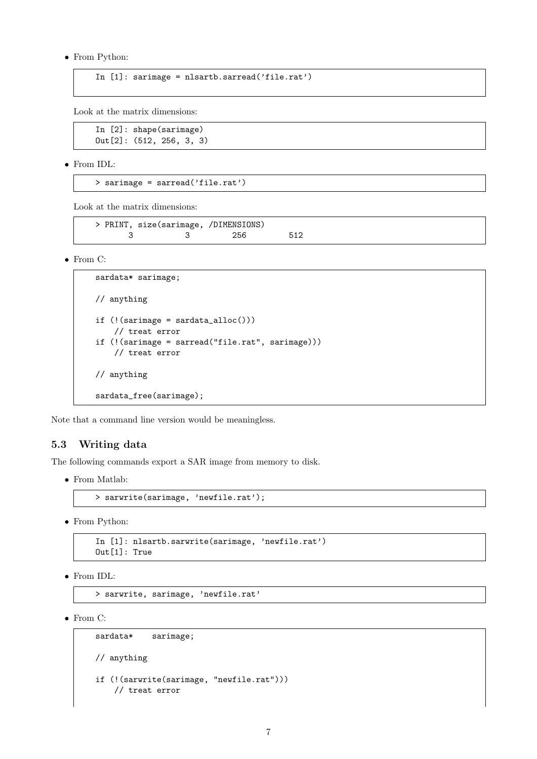- From Python:

```
In [1]: sarimage = nlsartb.sarread('file.rat')
```

Look at the matrix dimensions:

```
In [2]: shape(sarimage)
Out[2]: (512, 256, 3, 3)
```

- From IDL:

```
> sarimage = sarread('file.rat')
```

Look at the matrix dimensions:

```
> PRINT, size(sarimage, /DIMENSIONS)
       3           3         256         512
```

- From C:

```
sardata* sarimage;

// anything

if (!(sarimage = sardata_alloc()))
    // treat error
if (!(sarimage = sarread("file.rat", sarimage)))
    // treat error

// anything

sardata_free(sarimage);
```

Note that a command line version would be meaningless.

### 5.3 Writing data

The following commands export a SAR image from memory to disk.

- From Matlab:

```
> sarwrite(sarimage, 'newfile.rat');
```

- From Python:

```
In [1]: nlsartb.sarwrite(sarimage, 'newfile.rat')
Out[1]: True
```

- From IDL:

```
> sarwrite, sarimage, 'newfile.rat'
```

- From C:

```
sardata*    sarimage;

// anything

if (!(sarwrite(sarimage, "newfile.rat")))
    // treat error
```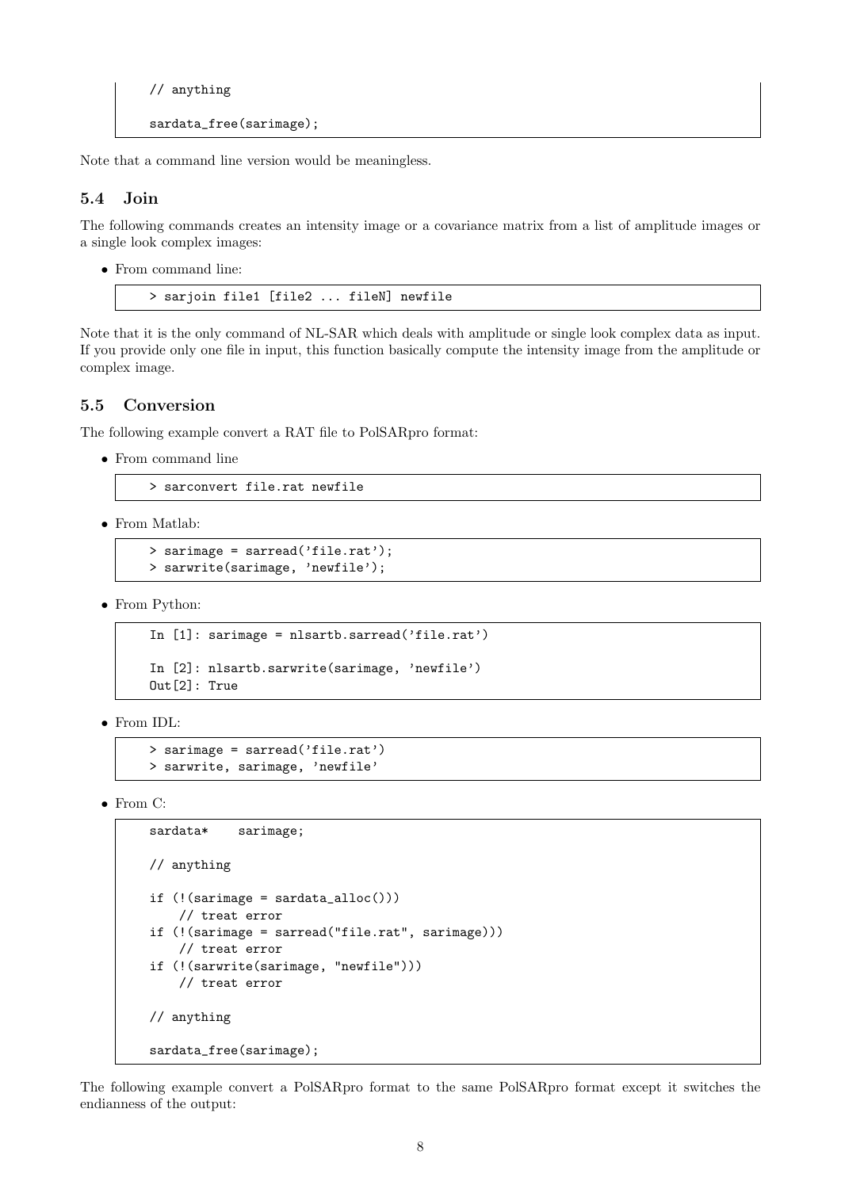```
// anything

sardata_free(sarimage);
```

Note that a command line version would be meaningless.

## 5.4 Join

The following commands creates an intensity image or a covariance matrix from a list of amplitude images or a single look complex images:

- From command line:

```
> sarjoin file1 [file2 ... fileN] newfile
```

Note that it is the only command of NL-SAR which deals with amplitude or single look complex data as input. If you provide only one file in input, this function basically compute the intensity image from the amplitude or complex image.

## 5.5 Conversion

The following example convert a RAT file to PolSARpro format:

- From command line

```
> sarconvert file.rat newfile
```

- From Matlab:

```
> sarimage = sarread('file.rat');
> sarwrite(sarimage, 'newfile');
```

- From Python:

```
In [1]: sarimage = nlsartb.sarread('file.rat')

In [2]: nlsartb.sarwrite(sarimage, 'newfile')
Out[2]: True
```

- From IDL:

```
> sarimage = sarread('file.rat')
> sarwrite, sarimage, 'newfile'
```

- From C:

```
sardata*    sarimage;

// anything

if (!(sarimage = sardata_alloc()))
    // treat error
if (!(sarimage = sarread("file.rat", sarimage)))
    // treat error
if (!(sarwrite(sarimage, "newfile")))
    // treat error

// anything

sardata_free(sarimage);
```

The following example convert a PolSARpro format to the same PolSARpro format except it switches the endianness of the output: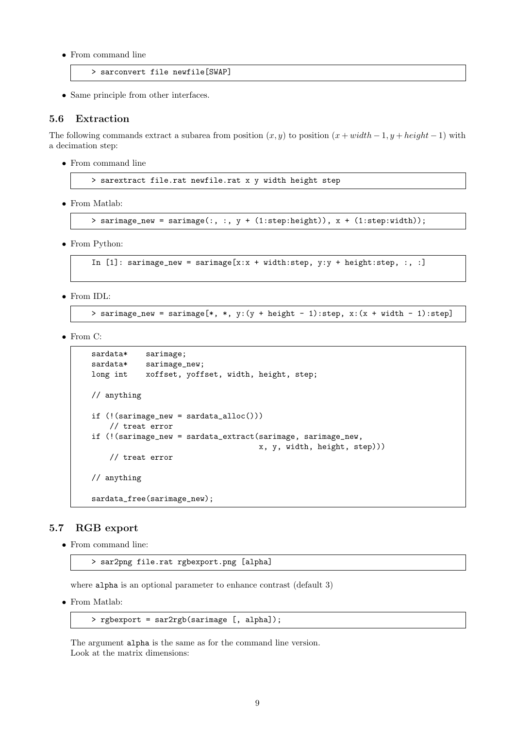- From command line

```
> sarconvert file newfile[SWAP]
```

- Same principle from other interfaces.

### 5.6 Extraction

The following commands extract a subarea from position $(x, y)$ to position $(x + width - 1, y + height - 1)$ with a decimation step:

- From command line

```
> sarextract file.rat newfile.rat x y width height step
```

- From Matlab:

```
> sarimage_new = sarimage(:, :, y + (1:step:height)), x + (1:step:width));
```

- From Python:

```
In [1]: sarimage_new = sarimage[x:x + width:step, y:y + height:step, :, :]
```

- From IDL:

```
> sarimage_new = sarimage[*, *, y:(y + height - 1):step, x:(x + width - 1):step]
```

- From C:

```
sardata*    sarimage;
sardata*    sarimage_new;
long int    xoffset, yoffset, width, height, step;

// anything

if (!(sarimage_new = sardata_alloc()))
    // treat error
if (!(sarimage_new = sardata_extract(sarimage, sarimage_new,
                                     x, y, width, height, step)))
    // treat error

// anything

sardata_free(sarimage_new);
```

### 5.7 RGB export

- From command line:

```
> sar2png file.rat rgbexport.png [alpha]
```

where `alpha` is an optional parameter to enhance contrast (default 3)

- From Matlab:

```
> rgbexport = sar2rgb(sarimage [, alpha]);
```

The argument `alpha` is the same as for the command line version.
Look at the matrix dimensions: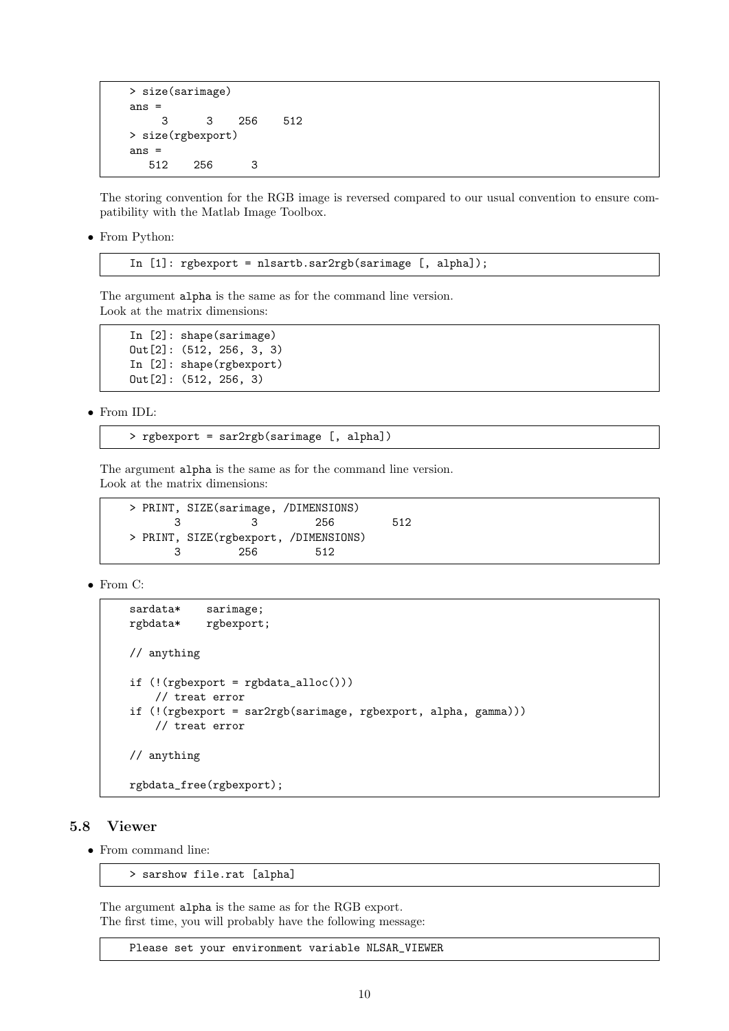```
> size(sarimage)
ans =
     3      3    256    512
> size(rgbexport)
ans =
   512    256      3
```

The storing convention for the RGB image is reversed compared to our usual convention to ensure compatibility with the Matlab Image Toolbox.

- From Python:

```
In [1]: rgbexport = nlsartb.sar2rgb(sarimage [, alpha]);
```

The argument `alpha` is the same as for the command line version.
Look at the matrix dimensions:

```
In [2]: shape(sarimage)
Out[2]: (512, 256, 3, 3)
In [2]: shape(rgbexport)
Out[2]: (512, 256, 3)
```

- From IDL:

```
> rgbexport = sar2rgb(sarimage [, alpha])
```

The argument `alpha` is the same as for the command line version.
Look at the matrix dimensions:

```
> PRINT, SIZE(sarimage, /DIMENSIONS)
       3           3         256         512
> PRINT, SIZE(rgbexport, /DIMENSIONS)
       3         256         512
```

- From C:

```
sardata*    sarimage;
rgbdata*    rgbexport;

// anything

if (!(rgbexport = rgbdata_alloc()))
    // treat error
if (!(rgbexport = sar2rgb(sarimage, rgbexport, alpha, gamma)))
    // treat error

// anything

rgbdata_free(rgbexport);
```

### 5.8 Viewer

- From command line:

```
> sarshow file.rat [alpha]
```

The argument `alpha` is the same as for the RGB export.
The first time, you will probably have the following message:

```
Please set your environment variable NLSAR_VIEWER
```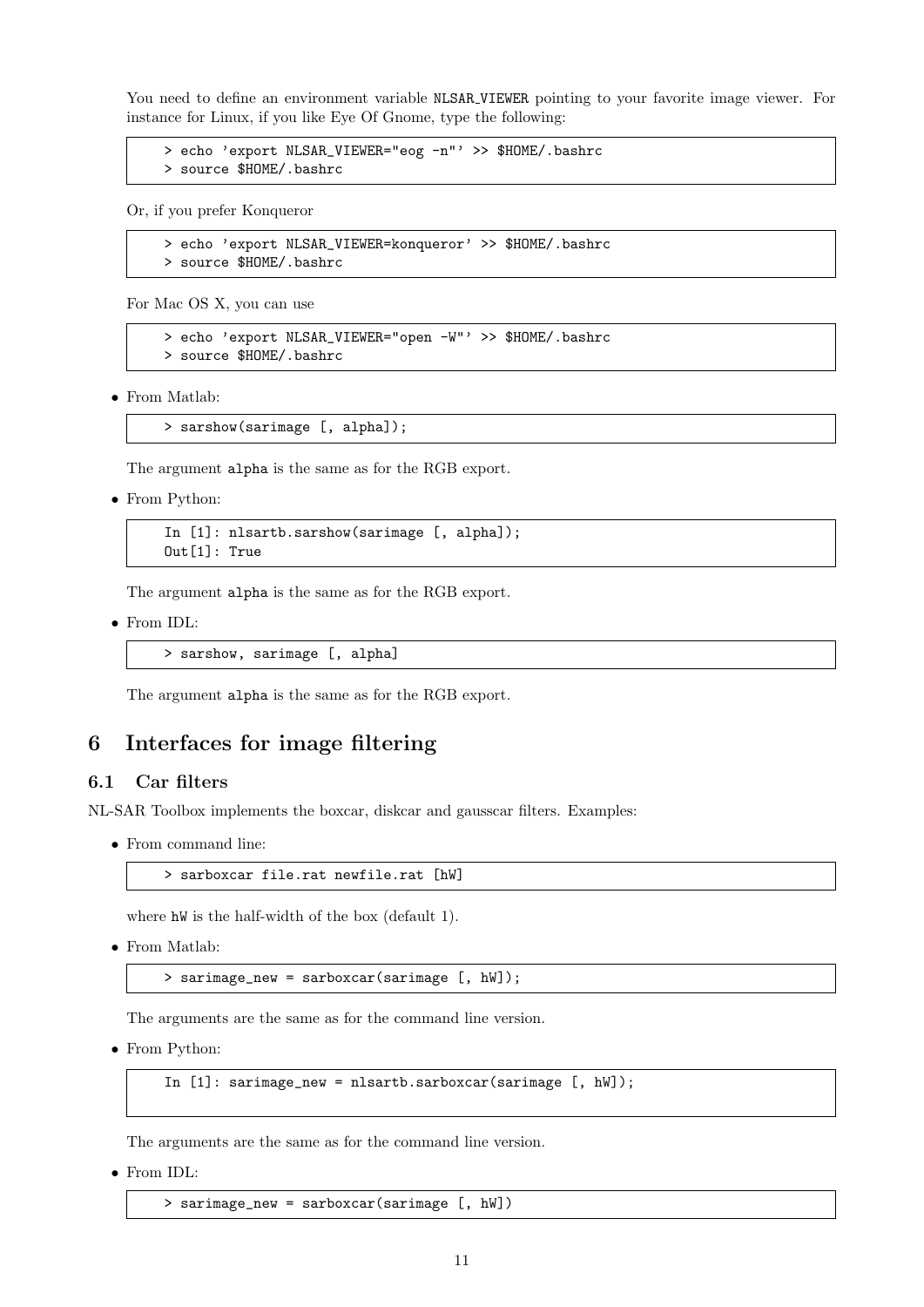You need to define an environment variable NLSAR_VIEWER pointing to your favorite image viewer. For instance for Linux, if you like Eye Of Gnome, type the following:

```
> echo 'export NLSAR_VIEWER="eog -n"' >> $HOME/.bashrc
> source $HOME/.bashrc
```

Or, if you prefer Konqueror

```
> echo 'export NLSAR_VIEWER=konqueror' >> $HOME/.bashrc
> source $HOME/.bashrc
```

For Mac OS X, you can use

```
> echo 'export NLSAR_VIEWER="open -W"' >> $HOME/.bashrc
> source $HOME/.bashrc
```

- From Matlab:

  ```
  > sarshow(sarimage [, alpha]);
  ```

  The argument `alpha` is the same as for the RGB export.

- From Python:

  ```
  In [1]: nlsartb.sarshow(sarimage [, alpha]);
  Out[1]: True
  ```

  The argument `alpha` is the same as for the RGB export.

- From IDL:

  ```
  > sarshow, sarimage [, alpha]
  ```

  The argument `alpha` is the same as for the RGB export.

# 6 Interfaces for image filtering

## 6.1 Car filters

NL-SAR Toolbox implements the boxcar, diskcar and gausscar filters. Examples:

- From command line:

  ```
  > sarboxcar file.rat newfile.rat [hW]
  ```

  where `hW` is the half-width of the box (default 1).

- From Matlab:

  ```
  > sarimage_new = sarboxcar(sarimage [, hW]);
  ```

  The arguments are the same as for the command line version.

- From Python:

  ```
  In [1]: sarimage_new = nlsartb.sarboxcar(sarimage [, hW]);
  ```

  The arguments are the same as for the command line version.

- From IDL:

  ```
  > sarimage_new = sarboxcar(sarimage [, hW])
  ```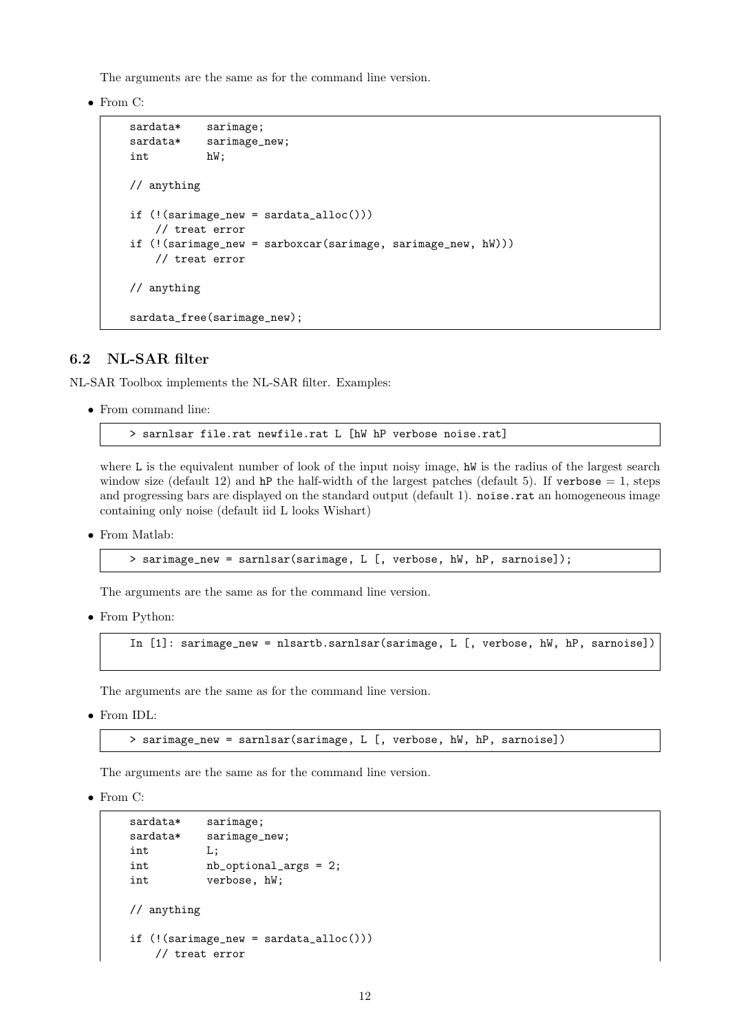The arguments are the same as for the command line version.

- From C:

```
sardata*    sarimage;
sardata*    sarimage_new;
int         hW;

// anything

if (!(sarimage_new = sardata_alloc()))
    // treat error
if (!(sarimage_new = sarboxcar(sarimage, sarimage_new, hW)))
    // treat error

// anything

sardata_free(sarimage_new);
```

## 6.2 NL-SAR filter

NL-SAR Toolbox implements the NL-SAR filter. Examples:

- From command line:

```
> sarnlsar file.rat newfile.rat L [hW hP verbose noise.rat]
```

where L is the equivalent number of look of the input noisy image, hW is the radius of the largest search window size (default 12) and hP the half-width of the largest patches (default 5). If verbose = 1, steps and progressing bars are displayed on the standard output (default 1). noise.rat an homogeneous image containing only noise (default iid L looks Wishart)

- From Matlab:

```
> sarimage_new = sarnlsar(sarimage, L [, verbose, hW, hP, sarnoise]);
```

The arguments are the same as for the command line version.

- From Python:

```
In [1]: sarimage_new = nlsartb.sarnlsar(sarimage, L [, verbose, hW, hP, sarnoise])
```

The arguments are the same as for the command line version.

- From IDL:

```
> sarimage_new = sarnlsar(sarimage, L [, verbose, hW, hP, sarnoise])
```

The arguments are the same as for the command line version.

- From C:

```
sardata*    sarimage;
sardata*    sarimage_new;
int         L;
int         nb_optional_args = 2;
int         verbose, hW;

// anything

if (!(sarimage_new = sardata_alloc()))
    // treat error
```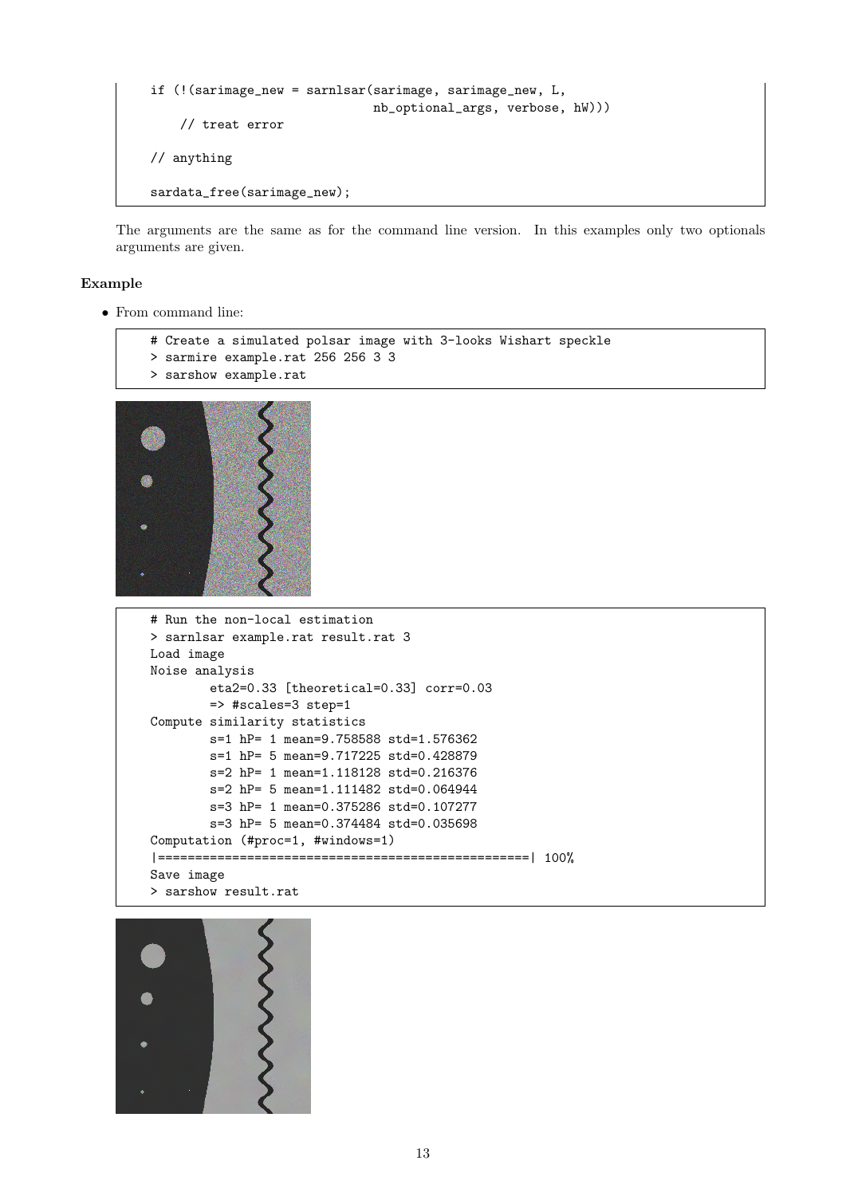```
    if (!(sarimage_new = sarnlsar(sarimage, sarimage_new, L,
                                  nb_optional_args, verbose, hW)))
        // treat error

    // anything

    sardata_free(sarimage_new);
```

The arguments are the same as for the command line version. In this examples only two optionals arguments are given.

### Example

- From command line:

```
# Create a simulated polsar image with 3-looks Wishart speckle
> sarmire example.rat 256 256 3 3
> sarshow example.rat
```

```
# Run the non-local estimation
> sarnlsar example.rat result.rat 3
Load image
Noise analysis
        eta2=0.33 [theoretical=0.33] corr=0.03
        => #scales=3 step=1
Compute similarity statistics
        s=1 hP= 1 mean=9.758588 std=1.576362
        s=1 hP= 5 mean=9.717225 std=0.428879
        s=2 hP= 1 mean=1.118128 std=0.216376
        s=2 hP= 5 mean=1.111482 std=0.064944
        s=3 hP= 1 mean=0.375286 std=0.107277
        s=3 hP= 5 mean=0.374484 std=0.035698
Computation (#proc=1, #windows=1)
|==================================================| 100%
Save image
> sarshow result.rat
```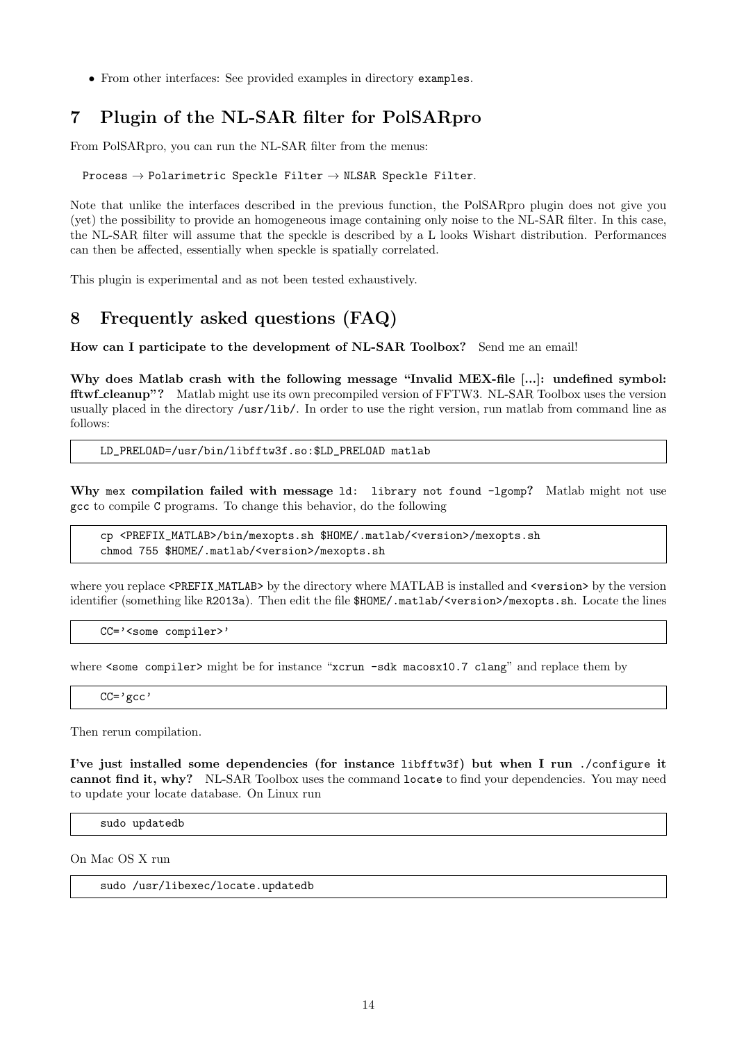- From other interfaces: See provided examples in directory `examples`.

# 7 Plugin of the NL-SAR filter for PolSARpro

From PolSARpro, you can run the NL-SAR filter from the menus:

`Process` → `Polarimetric Speckle Filter` → `NLSAR Speckle Filter`.

Note that unlike the interfaces described in the previous function, the PolSARpro plugin does not give you (yet) the possibility to provide an homogeneous image containing only noise to the NL-SAR filter. In this case, the NL-SAR filter will assume that the speckle is described by a L looks Wishart distribution. Performances can then be affected, essentially when speckle is spatially correlated.

This plugin is experimental and as not been tested exhaustively.

# 8 Frequently asked questions (FAQ)

**How can I participate to the development of NL-SAR Toolbox?** Send me an email!

**Why does Matlab crash with the following message "Invalid MEX-file [...]: undefined symbol: fftwf_cleanup"?** Matlab might use its own precompiled version of FFTW3. NL-SAR Toolbox uses the version usually placed in the directory `/usr/lib/`. In order to use the right version, run matlab from command line as follows:

```
LD_PRELOAD=/usr/bin/libfftw3f.so:$LD_PRELOAD matlab
```

**Why `mex` compilation failed with message `ld: library not found -lgomp`?** Matlab might not use `gcc` to compile `C` programs. To change this behavior, do the following

```
cp <PREFIX_MATLAB>/bin/mexopts.sh $HOME/.matlab/<version>/mexopts.sh
chmod 755 $HOME/.matlab/<version>/mexopts.sh
```

where you replace `<PREFIX_MATLAB>` by the directory where MATLAB is installed and `<version>` by the version identifier (something like `R2013a`). Then edit the file `$HOME/.matlab/<version>/mexopts.sh`. Locate the lines

```
CC='<some compiler>'
```

where `<some compiler>` might be for instance "`xcrun -sdk macosx10.7 clang`" and replace them by

```
CC='gcc'
```

Then rerun compilation.

**I've just installed some dependencies (for instance `libfftw3f`) but when I run `./configure` it cannot find it, why?** NL-SAR Toolbox uses the command `locate` to find your dependencies. You may need to update your locate database. On Linux run

```
sudo updatedb
```

On Mac OS X run

```
sudo /usr/libexec/locate.updatedb
```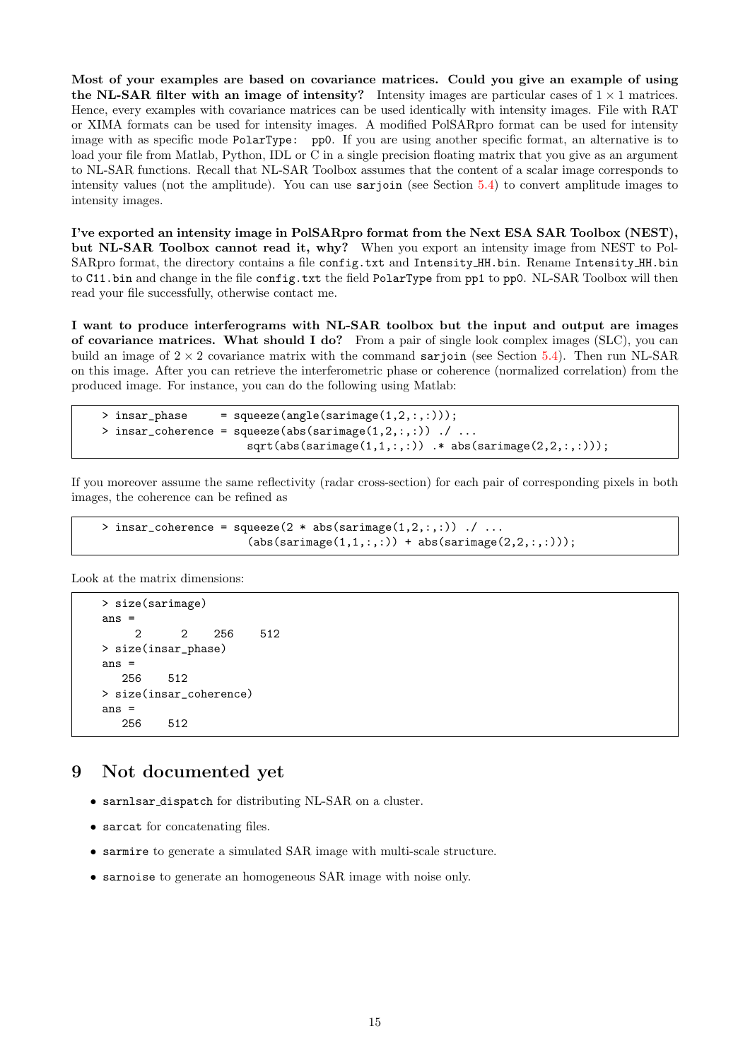**Most of your examples are based on covariance matrices. Could you give an example of using the NL-SAR filter with an image of intensity?** Intensity images are particular cases of $1 \times 1$ matrices. Hence, every examples with covariance matrices can be used identically with intensity images. File with RAT or XIMA formats can be used for intensity images. A modified PolSARpro format can be used for intensity image with as specific mode `PolarType: pp0`. If you are using another specific format, an alternative is to load your file from Matlab, Python, IDL or C in a single precision floating matrix that you give as an argument to NL-SAR functions. Recall that NL-SAR Toolbox assumes that the content of a scalar image corresponds to intensity values (not the amplitude). You can use `sarjoin` (see Section 5.4) to convert amplitude images to intensity images.

**I've exported an intensity image in PolSARpro format from the Next ESA SAR Toolbox (NEST), but NL-SAR Toolbox cannot read it, why?** When you export an intensity image from NEST to PolSARpro format, the directory contains a file `config.txt` and `Intensity_HH.bin`. Rename `Intensity_HH.bin` to `C11.bin` and change in the file `config.txt` the field `PolarType` from `pp1` to `pp0`. NL-SAR Toolbox will then read your file successfully, otherwise contact me.

**I want to produce interferograms with NL-SAR toolbox but the input and output are images of covariance matrices. What should I do?** From a pair of single look complex images (SLC), you can build an image of $2 \times 2$ covariance matrix with the command `sarjoin` (see Section 5.4). Then run NL-SAR on this image. After you can retrieve the interferometric phase or coherence (normalized correlation) from the produced image. For instance, you can do the following using Matlab:

```
> insar_phase     = squeeze(angle(sarimage(1,2,:,:)));
> insar_coherence = squeeze(abs(sarimage(1,2,:,:)) ./ ...
                    sqrt(abs(sarimage(1,1,:,:)) .* abs(sarimage(2,2,:,:))));
```

If you moreover assume the same reflectivity (radar cross-section) for each pair of corresponding pixels in both images, the coherence can be refined as

```
> insar_coherence = squeeze(2 * abs(sarimage(1,2,:,:)) ./ ...
                    (abs(sarimage(1,1,:,:)) + abs(sarimage(2,2,:,:)));
```

Look at the matrix dimensions:

```
> size(sarimage)
ans =
     2     2   256   512
> size(insar_phase)
ans =
   256   512
> size(insar_coherence)
ans =
   256   512
```

# 9 Not documented yet

- `sarnlsar_dispatch` for distributing NL-SAR on a cluster.
- `sarcat` for concatenating files.
- `sarmire` to generate a simulated SAR image with multi-scale structure.
- `sarnoise` to generate an homogeneous SAR image with noise only.